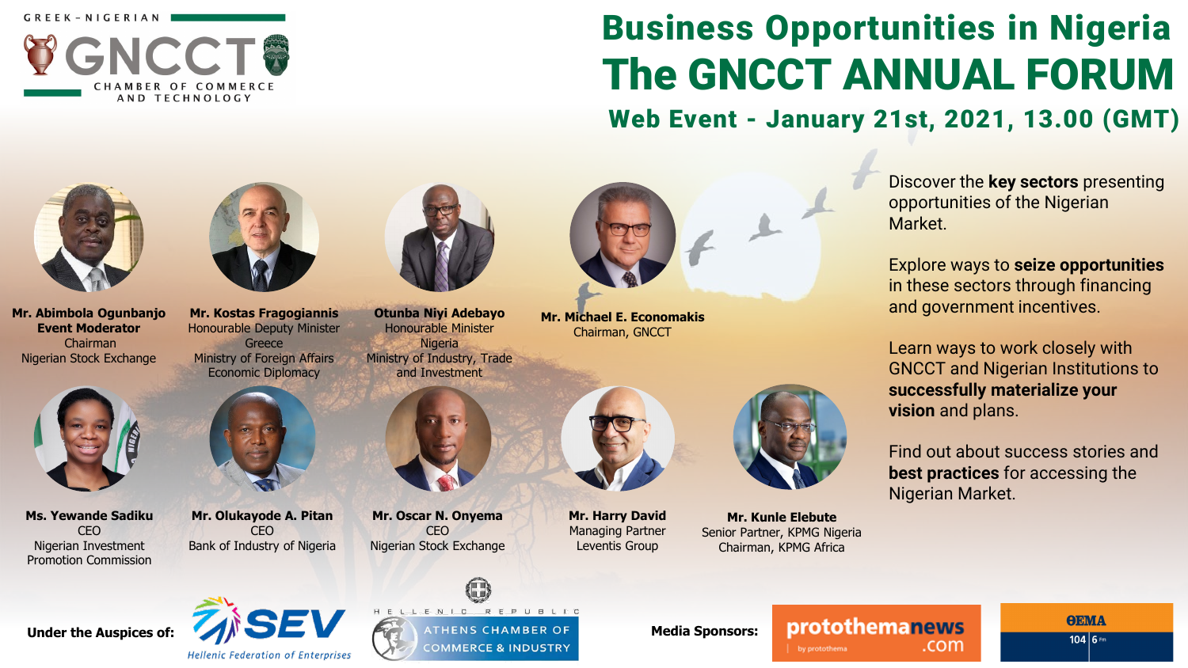GREEK – NIGERIAN

GNCCT

CHAMBER OF COMMERCE AND TECHNOLOGY

# Business Opportunities in Nigeria

# The GNCCT ANNUAL FORUM

## Web Event - January 21st, 2021, 13.00 (GMT)

**Mr. Abimbola Ogunbanjo**
**Event Moderator**
Chairman
Nigerian Stock Exchange

**Mr. Kostas Fragogiannis**
Honourable Deputy Minister
Greece
Ministry of Foreign Affairs
Economic Diplomacy

**Otunba Niyi Adebayo**
Honourable Minister
Nigeria
Ministry of Industry, Trade and Investment

**Mr. Michael E. Economakis**
Chairman, GNCCT

**Ms. Yewande Sadiku**
CEO
Nigerian Investment Promotion Commission

**Mr. Olukayode A. Pitan**
CEO
Bank of Industry of Nigeria

**Mr. Oscar N. Onyema**
CEO
Nigerian Stock Exchange

**Mr. Harry David**
Managing Partner
Leventis Group

**Mr. Kunle Elebute**
Senior Partner, KPMG Nigeria
Chairman, KPMG Africa

Discover the **key sectors** presenting opportunities of the Nigerian Market.

Explore ways to **seize opportunities** in these sectors through financing and government incentives.

Learn ways to work closely with GNCCT and Nigerian Institutions to **successfully materialize your vision** and plans.

Find out about success stories and **best practices** for accessing the Nigerian Market.

**Under the Auspices of:** SEV Hellenic Federation of Enterprises; Hellenic Republic Athens Chamber of Commerce & Industry

**Media Sponsors:** protothemanews.com by protothema; ΘΕΜΑ 104.6 FM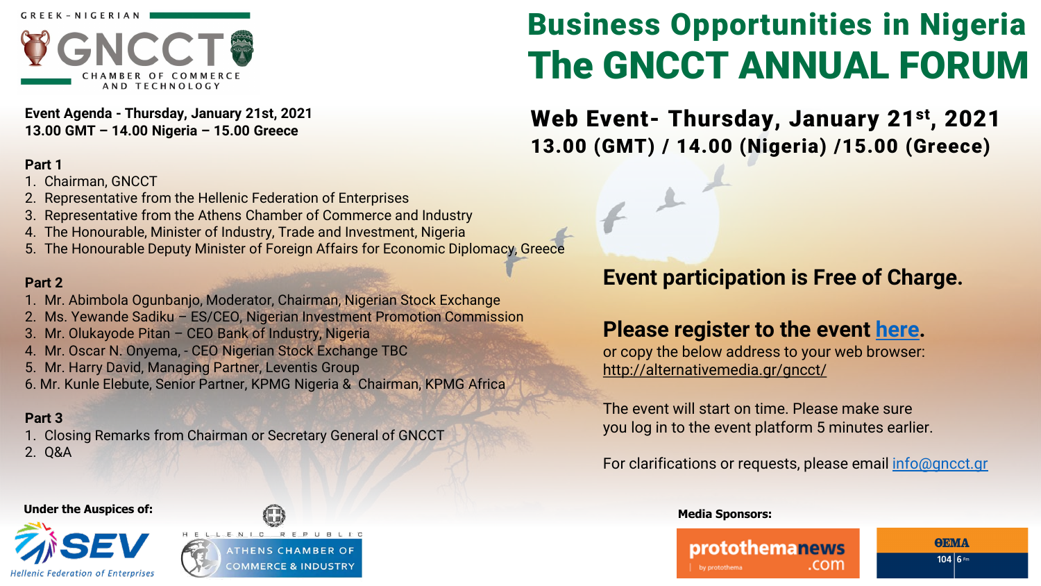GREEK-NIGERIAN

GNCCT

CHAMBER OF COMMERCE AND TECHNOLOGY

# Business Opportunities in Nigeria
# The GNCCT ANNUAL FORUM

**Event Agenda - Thursday, January 21st, 2021**
**13.00 GMT – 14.00 Nigeria – 15.00 Greece**

**Part 1**

1. Chairman, GNCCT
2. Representative from the Hellenic Federation of Enterprises
3. Representative from the Athens Chamber of Commerce and Industry
4. The Honourable, Minister of Industry, Trade and Investment, Nigeria
5. The Honourable Deputy Minister of Foreign Affairs for Economic Diplomacy, Greece

**Part 2**

1. Mr. Abimbola Ogunbanjo, Moderator, Chairman, Nigerian Stock Exchange
2. Ms. Yewande Sadiku – ES/CEO, Nigerian Investment Promotion Commission
3. Mr. Olukayode Pitan – CEO Bank of Industry, Nigeria
4. Mr. Oscar N. Onyema, - CEO Nigerian Stock Exchange TBC
5. Mr. Harry David, Managing Partner, Leventis Group
6. Mr. Kunle Elebute, Senior Partner, KPMG Nigeria & Chairman, KPMG Africa

**Part 3**

1. Closing Remarks from Chairman or Secretary General of GNCCT
2. Q&A

## Web Event- Thursday, January 21st, 2021
## 13.00 (GMT) / 14.00 (Nigeria) /15.00 (Greece)

### Event participation is Free of Charge.

### Please register to the event here.

or copy the below address to your web browser:
http://alternativemedia.gr/gncct/

The event will start on time. Please make sure you log in to the event platform 5 minutes earlier.

For clarifications or requests, please email info@gncct.gr

**Under the Auspices of:**

SEV Hellenic Federation of Enterprises

HELLENIC REPUBLIC ATHENS CHAMBER OF COMMERCE & INDUSTRY

**Media Sponsors:**

protothemanews.com by protothema

ΘΕΜΑ 104.6 FM